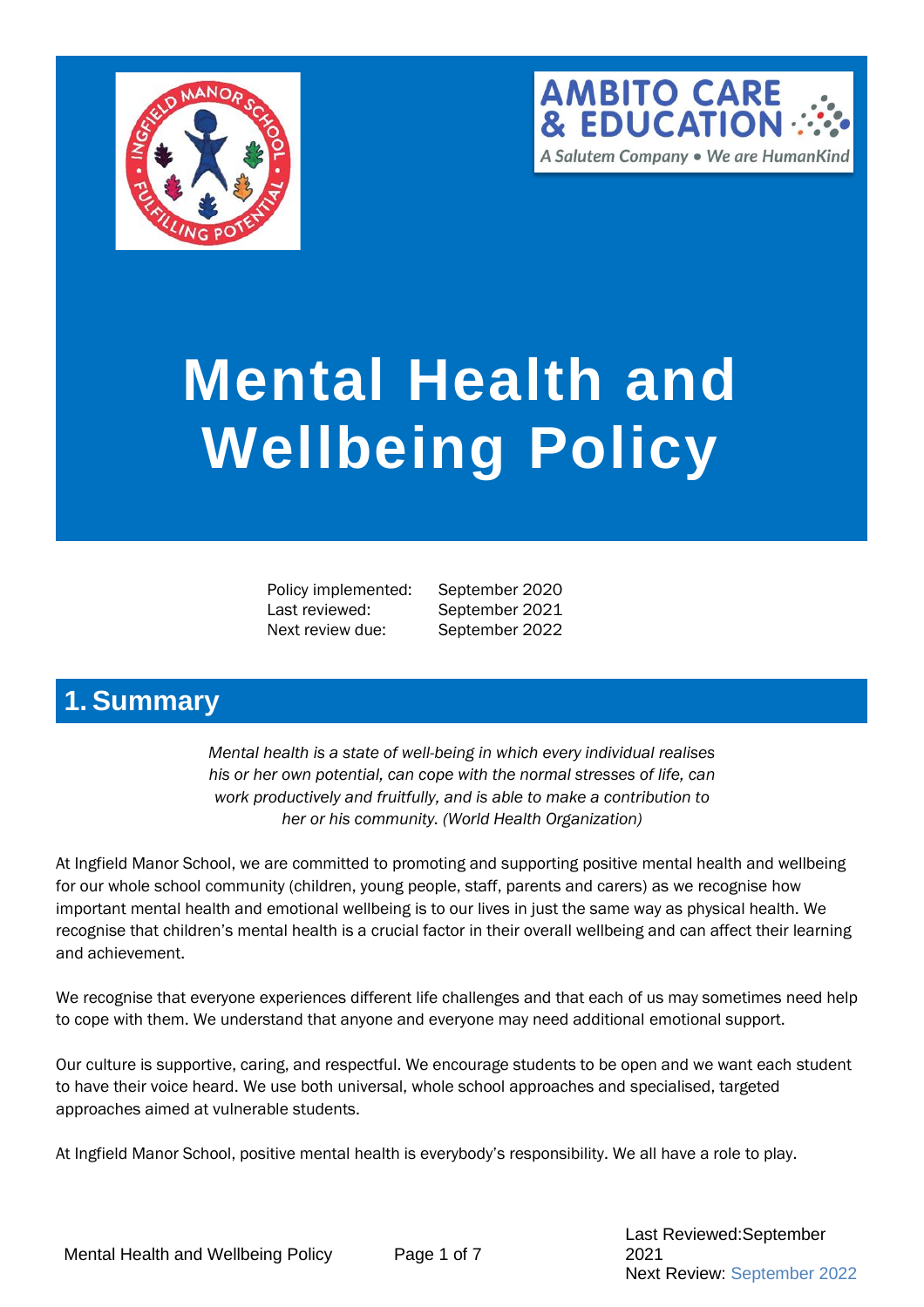# Mental Health and Wellbeing Policy

| | |
|---|---|
| Policy implemented: | September 2020 |
| Last reviewed: | September 2021 |
| Next review due: | September 2022 |

## 1. Summary

*Mental health is a state of well-being in which every individual realises his or her own potential, can cope with the normal stresses of life, can work productively and fruitfully, and is able to make a contribution to her or his community. (World Health Organization)*

At Ingfield Manor School, we are committed to promoting and supporting positive mental health and wellbeing for our whole school community (children, young people, staff, parents and carers) as we recognise how important mental health and emotional wellbeing is to our lives in just the same way as physical health. We recognise that children's mental health is a crucial factor in their overall wellbeing and can affect their learning and achievement.

We recognise that everyone experiences different life challenges and that each of us may sometimes need help to cope with them. We understand that anyone and everyone may need additional emotional support.

Our culture is supportive, caring, and respectful. We encourage students to be open and we want each student to have their voice heard. We use both universal, whole school approaches and specialised, targeted approaches aimed at vulnerable students.

At Ingfield Manor School, positive mental health is everybody's responsibility. We all have a role to play.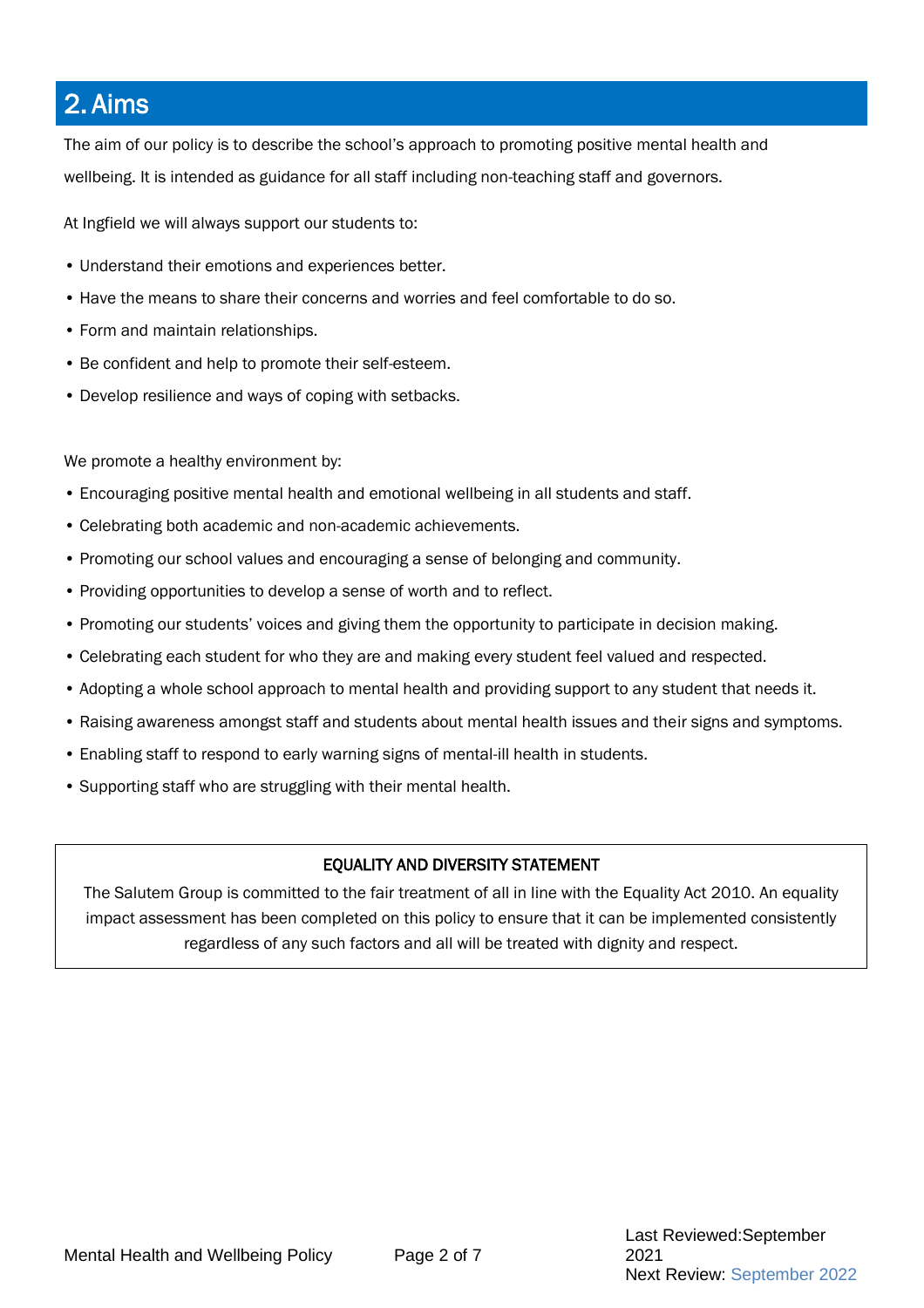## 2. Aims

The aim of our policy is to describe the school's approach to promoting positive mental health and wellbeing. It is intended as guidance for all staff including non-teaching staff and governors.

At Ingfield we will always support our students to:

- Understand their emotions and experiences better.
- Have the means to share their concerns and worries and feel comfortable to do so.
- Form and maintain relationships.
- Be confident and help to promote their self-esteem.
- Develop resilience and ways of coping with setbacks.

We promote a healthy environment by:

- Encouraging positive mental health and emotional wellbeing in all students and staff.
- Celebrating both academic and non-academic achievements.
- Promoting our school values and encouraging a sense of belonging and community.
- Providing opportunities to develop a sense of worth and to reflect.
- Promoting our students' voices and giving them the opportunity to participate in decision making.
- Celebrating each student for who they are and making every student feel valued and respected.
- Adopting a whole school approach to mental health and providing support to any student that needs it.
- Raising awareness amongst staff and students about mental health issues and their signs and symptoms.
- Enabling staff to respond to early warning signs of mental-ill health in students.
- Supporting staff who are struggling with their mental health.

**EQUALITY AND DIVERSITY STATEMENT**

The Salutem Group is committed to the fair treatment of all in line with the Equality Act 2010. An equality impact assessment has been completed on this policy to ensure that it can be implemented consistently regardless of any such factors and all will be treated with dignity and respect.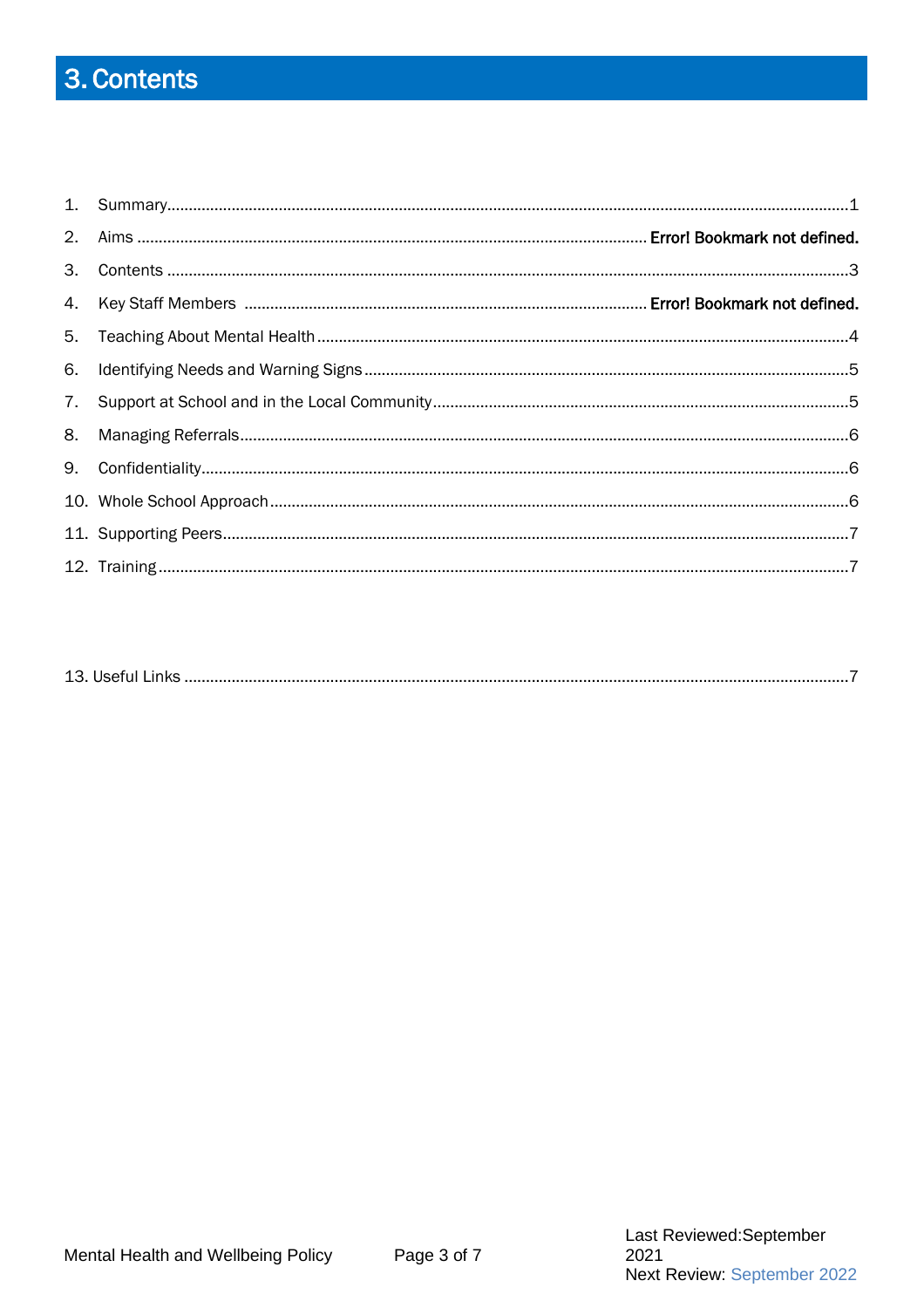# 3. Contents

1. Summary....................1
2. Aims .................... **Error! Bookmark not defined.**
3. Contents ....................3
4. Key Staff Members .................... **Error! Bookmark not defined.**
5. Teaching About Mental Health....................4
6. Identifying Needs and Warning Signs....................5
7. Support at School and in the Local Community....................5
8. Managing Referrals....................6
9. Confidentiality....................6
10. Whole School Approach....................6
11. Supporting Peers....................7
12. Training....................7

13. Useful Links ....................7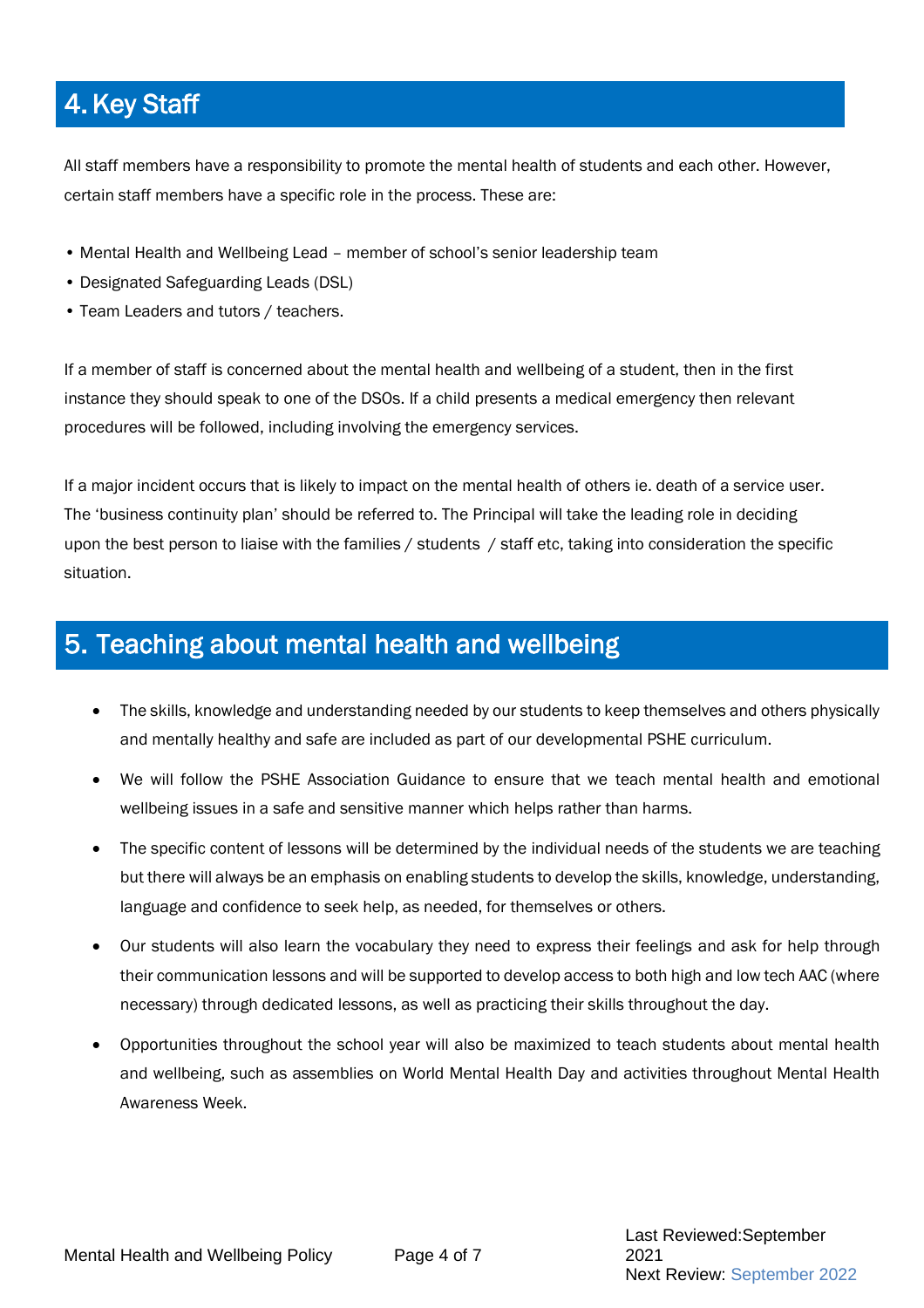## 4. Key Staff

All staff members have a responsibility to promote the mental health of students and each other. However, certain staff members have a specific role in the process. These are:

- Mental Health and Wellbeing Lead – member of school's senior leadership team
- Designated Safeguarding Leads (DSL)
- Team Leaders and tutors / teachers.

If a member of staff is concerned about the mental health and wellbeing of a student, then in the first instance they should speak to one of the DSOs. If a child presents a medical emergency then relevant procedures will be followed, including involving the emergency services.

If a major incident occurs that is likely to impact on the mental health of others ie. death of a service user. The 'business continuity plan' should be referred to. The Principal will take the leading role in deciding upon the best person to liaise with the families / students / staff etc, taking into consideration the specific situation.

## 5. Teaching about mental health and wellbeing

- The skills, knowledge and understanding needed by our students to keep themselves and others physically and mentally healthy and safe are included as part of our developmental PSHE curriculum.
- We will follow the PSHE Association Guidance to ensure that we teach mental health and emotional wellbeing issues in a safe and sensitive manner which helps rather than harms.
- The specific content of lessons will be determined by the individual needs of the students we are teaching but there will always be an emphasis on enabling students to develop the skills, knowledge, understanding, language and confidence to seek help, as needed, for themselves or others.
- Our students will also learn the vocabulary they need to express their feelings and ask for help through their communication lessons and will be supported to develop access to both high and low tech AAC (where necessary) through dedicated lessons, as well as practicing their skills throughout the day.
- Opportunities throughout the school year will also be maximized to teach students about mental health and wellbeing, such as assemblies on World Mental Health Day and activities throughout Mental Health Awareness Week.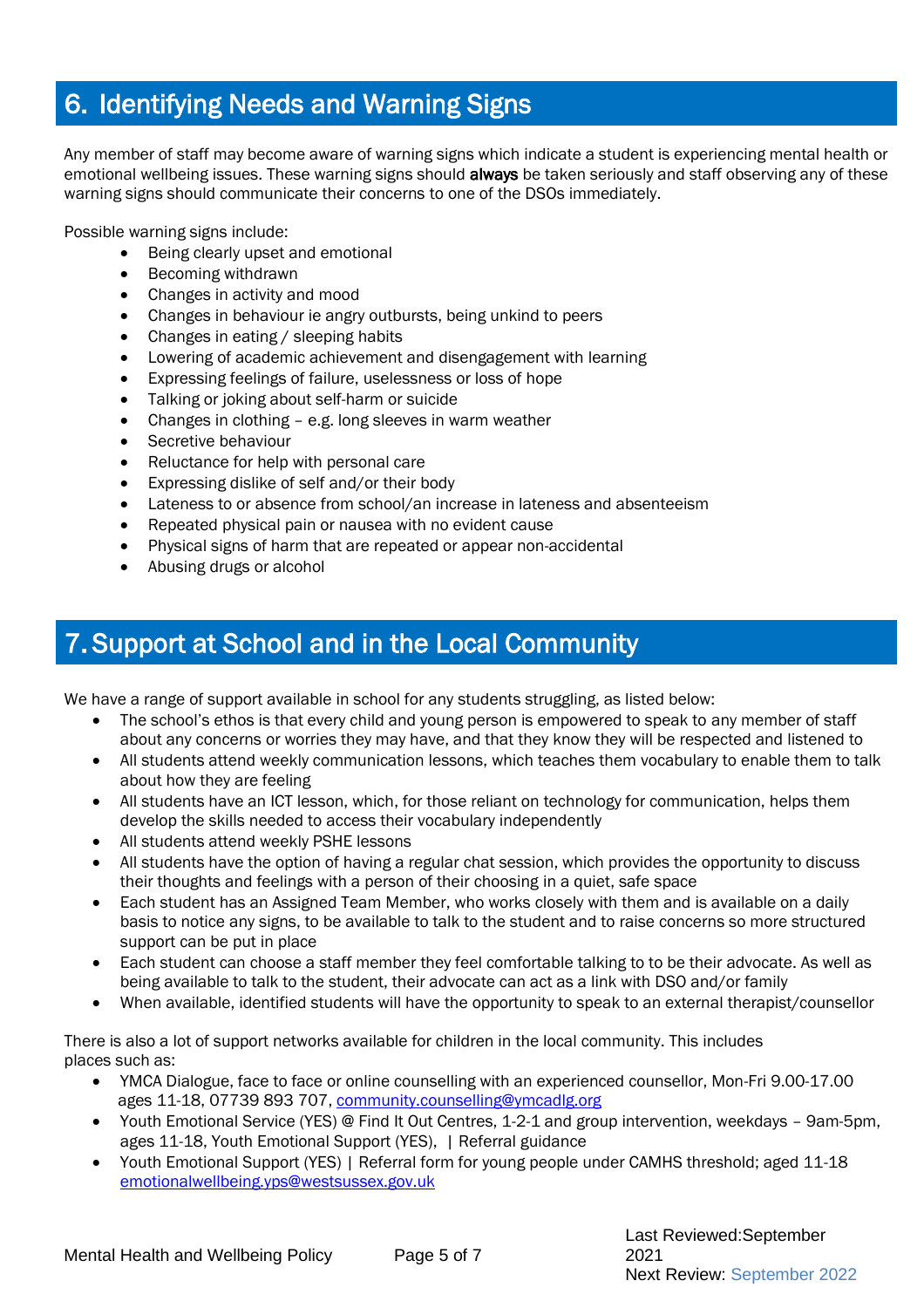## 6. Identifying Needs and Warning Signs

Any member of staff may become aware of warning signs which indicate a student is experiencing mental health or emotional wellbeing issues. These warning signs should **always** be taken seriously and staff observing any of these warning signs should communicate their concerns to one of the DSOs immediately.

Possible warning signs include:

- Being clearly upset and emotional
- Becoming withdrawn
- Changes in activity and mood
- Changes in behaviour ie angry outbursts, being unkind to peers
- Changes in eating / sleeping habits
- Lowering of academic achievement and disengagement with learning
- Expressing feelings of failure, uselessness or loss of hope
- Talking or joking about self-harm or suicide
- Changes in clothing – e.g. long sleeves in warm weather
- Secretive behaviour
- Reluctance for help with personal care
- Expressing dislike of self and/or their body
- Lateness to or absence from school/an increase in lateness and absenteeism
- Repeated physical pain or nausea with no evident cause
- Physical signs of harm that are repeated or appear non-accidental
- Abusing drugs or alcohol

## 7. Support at School and in the Local Community

We have a range of support available in school for any students struggling, as listed below:

- The school's ethos is that every child and young person is empowered to speak to any member of staff about any concerns or worries they may have, and that they know they will be respected and listened to
- All students attend weekly communication lessons, which teaches them vocabulary to enable them to talk about how they are feeling
- All students have an ICT lesson, which, for those reliant on technology for communication, helps them develop the skills needed to access their vocabulary independently
- All students attend weekly PSHE lessons
- All students have the option of having a regular chat session, which provides the opportunity to discuss their thoughts and feelings with a person of their choosing in a quiet, safe space
- Each student has an Assigned Team Member, who works closely with them and is available on a daily basis to notice any signs, to be available to talk to the student and to raise concerns so more structured support can be put in place
- Each student can choose a staff member they feel comfortable talking to to be their advocate. As well as being available to talk to the student, their advocate can act as a link with DSO and/or family
- When available, identified students will have the opportunity to speak to an external therapist/counsellor

There is also a lot of support networks available for children in the local community. This includes places such as:

- YMCA Dialogue, face to face or online counselling with an experienced counsellor, Mon-Fri 9.00-17.00 ages 11-18, 07739 893 707, community.counselling@ymcadlg.org
- Youth Emotional Service (YES) @ Find It Out Centres, 1-2-1 and group intervention, weekdays – 9am-5pm, ages 11-18, Youth Emotional Support (YES), | Referral guidance
- Youth Emotional Support (YES) | Referral form for young people under CAMHS threshold; aged 11-18 emotionalwellbeing.yps@westsussex.gov.uk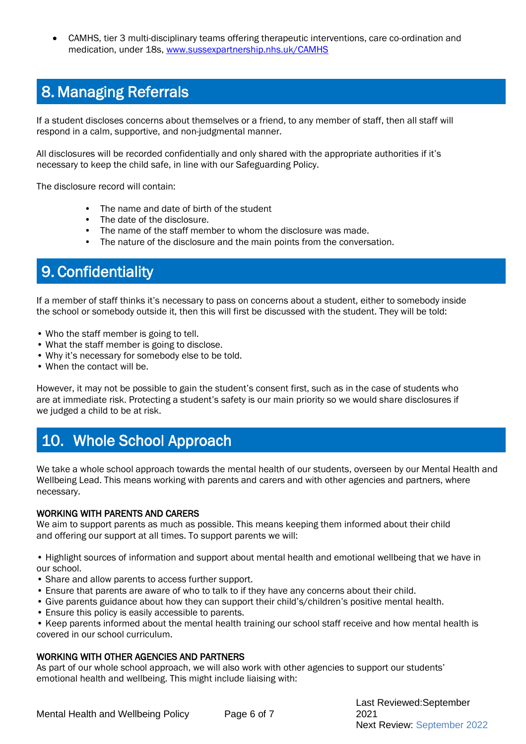- CAMHS, tier 3 multi-disciplinary teams offering therapeutic interventions, care co-ordination and medication, under 18s, www.sussexpartnership.nhs.uk/CAMHS

## 8. Managing Referrals

If a student discloses concerns about themselves or a friend, to any member of staff, then all staff will respond in a calm, supportive, and non-judgmental manner.

All disclosures will be recorded confidentially and only shared with the appropriate authorities if it's necessary to keep the child safe, in line with our Safeguarding Policy.

The disclosure record will contain:

- The name and date of birth of the student
- The date of the disclosure.
- The name of the staff member to whom the disclosure was made.
- The nature of the disclosure and the main points from the conversation.

## 9. Confidentiality

If a member of staff thinks it's necessary to pass on concerns about a student, either to somebody inside the school or somebody outside it, then this will first be discussed with the student. They will be told:

- Who the staff member is going to tell.
- What the staff member is going to disclose.
- Why it's necessary for somebody else to be told.
- When the contact will be.

However, it may not be possible to gain the student's consent first, such as in the case of students who are at immediate risk. Protecting a student's safety is our main priority so we would share disclosures if we judged a child to be at risk.

## 10. Whole School Approach

We take a whole school approach towards the mental health of our students, overseen by our Mental Health and Wellbeing Lead. This means working with parents and carers and with other agencies and partners, where necessary.

### WORKING WITH PARENTS AND CARERS

We aim to support parents as much as possible. This means keeping them informed about their child and offering our support at all times. To support parents we will:

- Highlight sources of information and support about mental health and emotional wellbeing that we have in our school.
- Share and allow parents to access further support.
- Ensure that parents are aware of who to talk to if they have any concerns about their child.
- Give parents guidance about how they can support their child's/children's positive mental health.
- Ensure this policy is easily accessible to parents.
- Keep parents informed about the mental health training our school staff receive and how mental health is covered in our school curriculum.

### WORKING WITH OTHER AGENCIES AND PARTNERS

As part of our whole school approach, we will also work with other agencies to support our students' emotional health and wellbeing. This might include liaising with: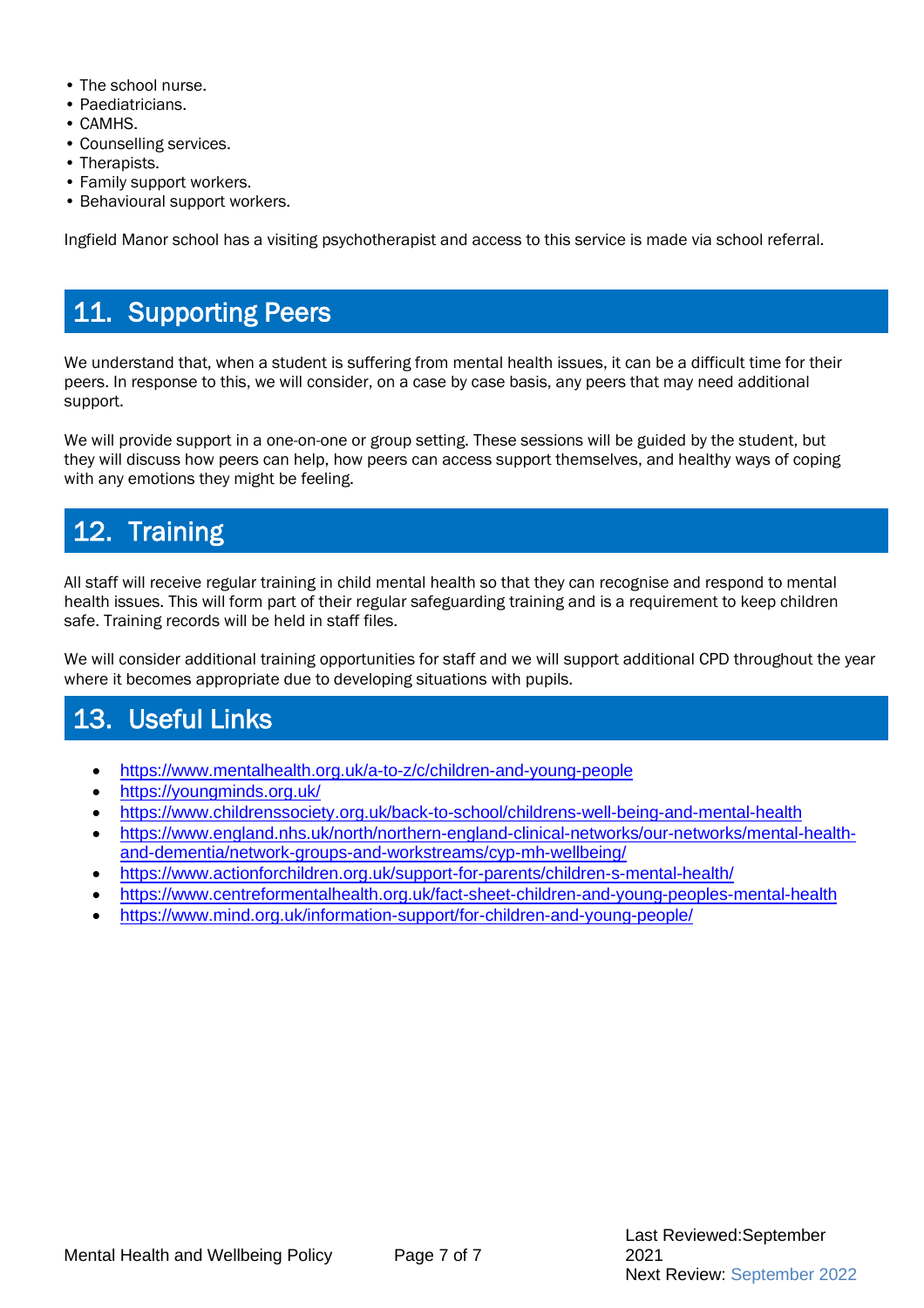- The school nurse.
- Paediatricians.
- CAMHS.
- Counselling services.
- Therapists.
- Family support workers.
- Behavioural support workers.

Ingfield Manor school has a visiting psychotherapist and access to this service is made via school referral.

## 11. Supporting Peers

We understand that, when a student is suffering from mental health issues, it can be a difficult time for their peers. In response to this, we will consider, on a case by case basis, any peers that may need additional support.

We will provide support in a one-on-one or group setting. These sessions will be guided by the student, but they will discuss how peers can help, how peers can access support themselves, and healthy ways of coping with any emotions they might be feeling.

## 12. Training

All staff will receive regular training in child mental health so that they can recognise and respond to mental health issues. This will form part of their regular safeguarding training and is a requirement to keep children safe. Training records will be held in staff files.

We will consider additional training opportunities for staff and we will support additional CPD throughout the year where it becomes appropriate due to developing situations with pupils.

## 13. Useful Links

- https://www.mentalhealth.org.uk/a-to-z/c/children-and-young-people
- https://youngminds.org.uk/
- https://www.childrenssociety.org.uk/back-to-school/childrens-well-being-and-mental-health
- https://www.england.nhs.uk/north/northern-england-clinical-networks/our-networks/mental-health-and-dementia/network-groups-and-workstreams/cyp-mh-wellbeing/
- https://www.actionforchildren.org.uk/support-for-parents/children-s-mental-health/
- https://www.centreformentalhealth.org.uk/fact-sheet-children-and-young-peoples-mental-health
- https://www.mind.org.uk/information-support/for-children-and-young-people/